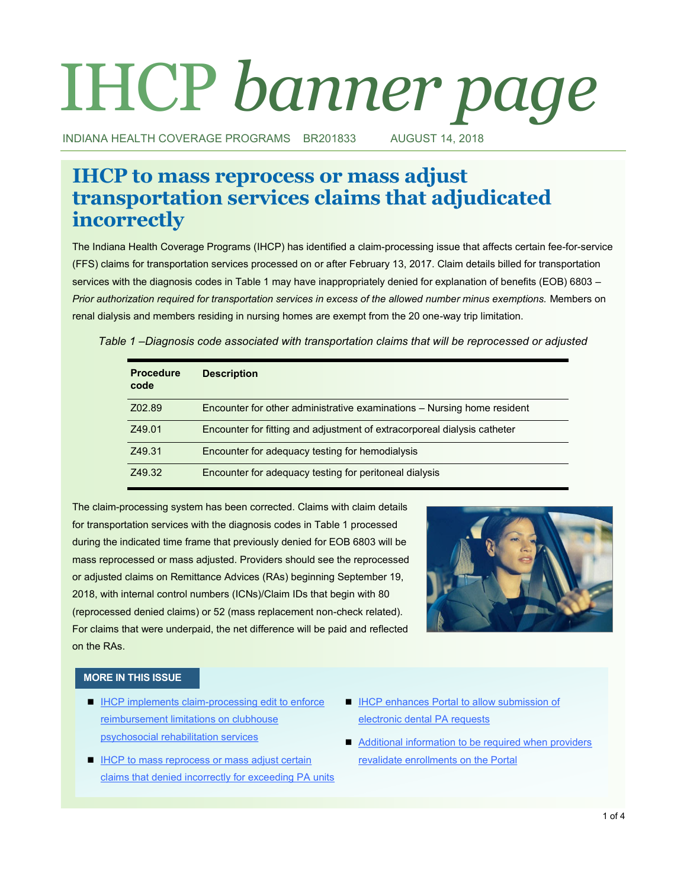# IHCP *banner page*

INDIANA HEALTH COVERAGE PROGRAMS BR201833 AUGUST 14, 2018

## IHCP to mass reprocess or mass adjust transportation services claims that adjudicated incorrectly

The Indiana Health Coverage Programs (IHCP) has identified a claim-processing issue that affects certain fee-for-service (FFS) claims for transportation services processed on or after February 13, 2017. Claim details billed for transportation services with the diagnosis codes in Table 1 may have inappropriately denied for explanation of benefits (EOB) 6803 – *Prior authorization required for transportation services in excess of the allowed number minus exemptions.* Members on renal dialysis and members residing in nursing homes are exempt from the 20 one-way trip limitation.

*Table 1 –Diagnosis code associated with transportation claims that will be reprocessed or adjusted*

| Procedure code | Description |
|---|---|
| Z02.89 | Encounter for other administrative examinations – Nursing home resident |
| Z49.01 | Encounter for fitting and adjustment of extracorporeal dialysis catheter |
| Z49.31 | Encounter for adequacy testing for hemodialysis |
| Z49.32 | Encounter for adequacy testing for peritoneal dialysis |

The claim-processing system has been corrected. Claims with claim details for transportation services with the diagnosis codes in Table 1 processed during the indicated time frame that previously denied for EOB 6803 will be mass reprocessed or mass adjusted. Providers should see the reprocessed or adjusted claims on Remittance Advices (RAs) beginning September 19, 2018, with internal control numbers (ICNs)/Claim IDs that begin with 80 (reprocessed denied claims) or 52 (mass replacement non-check related). For claims that were underpaid, the net difference will be paid and reflected on the RAs.

### MORE IN THIS ISSUE

- IHCP implements claim-processing edit to enforce reimbursement limitations on clubhouse psychosocial rehabilitation services
- IHCP to mass reprocess or mass adjust certain claims that denied incorrectly for exceeding PA units
- IHCP enhances Portal to allow submission of electronic dental PA requests
- Additional information to be required when providers revalidate enrollments on the Portal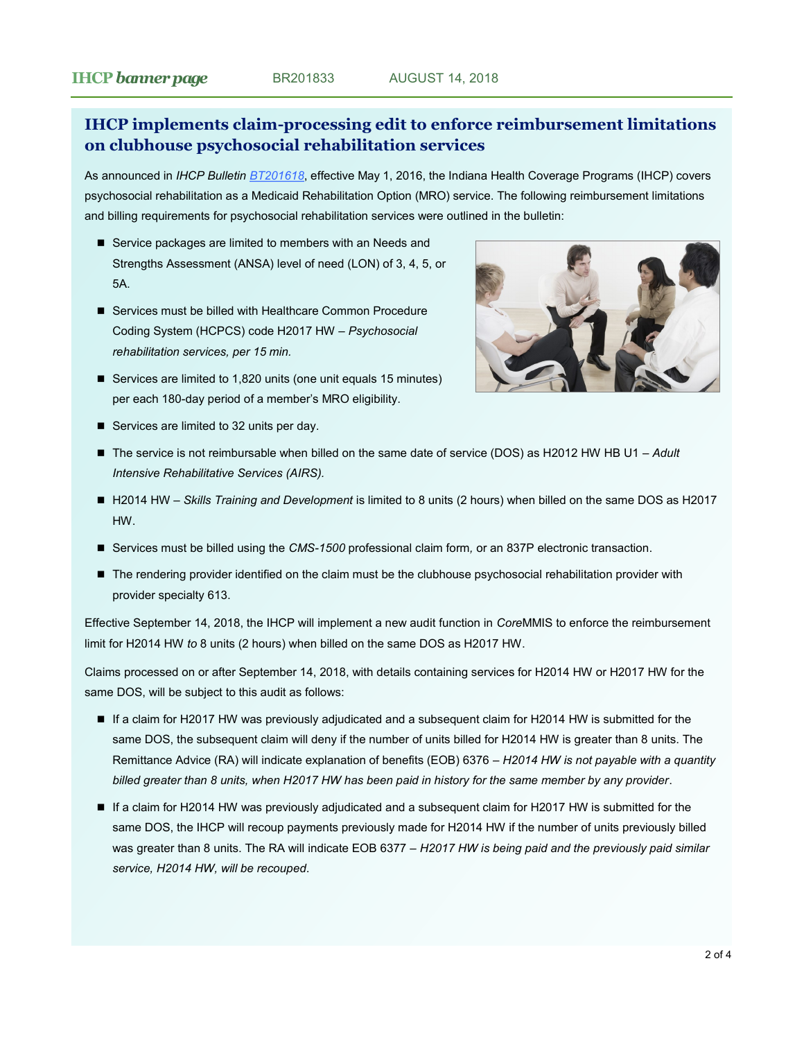## IHCP implements claim-processing edit to enforce reimbursement limitations on clubhouse psychosocial rehabilitation services

As announced in *IHCP Bulletin* [BT201618](), effective May 1, 2016, the Indiana Health Coverage Programs (IHCP) covers psychosocial rehabilitation as a Medicaid Rehabilitation Option (MRO) service. The following reimbursement limitations and billing requirements for psychosocial rehabilitation services were outlined in the bulletin:

- Service packages are limited to members with an Needs and Strengths Assessment (ANSA) level of need (LON) of 3, 4, 5, or 5A.
- Services must be billed with Healthcare Common Procedure Coding System (HCPCS) code H2017 HW – *Psychosocial rehabilitation services, per 15 min.*
- Services are limited to 1,820 units (one unit equals 15 minutes) per each 180-day period of a member's MRO eligibility.
- Services are limited to 32 units per day.
- The service is not reimbursable when billed on the same date of service (DOS) as H2012 HW HB U1 – *Adult Intensive Rehabilitative Services (AIRS).*
- H2014 HW – *Skills Training and Development* is limited to 8 units (2 hours) when billed on the same DOS as H2017 HW.
- Services must be billed using the *CMS-1500* professional claim form, or an 837P electronic transaction.
- The rendering provider identified on the claim must be the clubhouse psychosocial rehabilitation provider with provider specialty 613.

Effective September 14, 2018, the IHCP will implement a new audit function in *Core*MMIS to enforce the reimbursement limit for H2014 HW *to* 8 units (2 hours) when billed on the same DOS as H2017 HW.

Claims processed on or after September 14, 2018, with details containing services for H2014 HW or H2017 HW for the same DOS, will be subject to this audit as follows:

- If a claim for H2017 HW was previously adjudicated and a subsequent claim for H2014 HW is submitted for the same DOS, the subsequent claim will deny if the number of units billed for H2014 HW is greater than 8 units. The Remittance Advice (RA) will indicate explanation of benefits (EOB) 6376 – *H2014 HW is not payable with a quantity billed greater than 8 units, when H2017 HW has been paid in history for the same member by any provider*.
- If a claim for H2014 HW was previously adjudicated and a subsequent claim for H2017 HW is submitted for the same DOS, the IHCP will recoup payments previously made for H2014 HW if the number of units previously billed was greater than 8 units. The RA will indicate EOB 6377 – *H2017 HW is being paid and the previously paid similar service, H2014 HW, will be recouped*.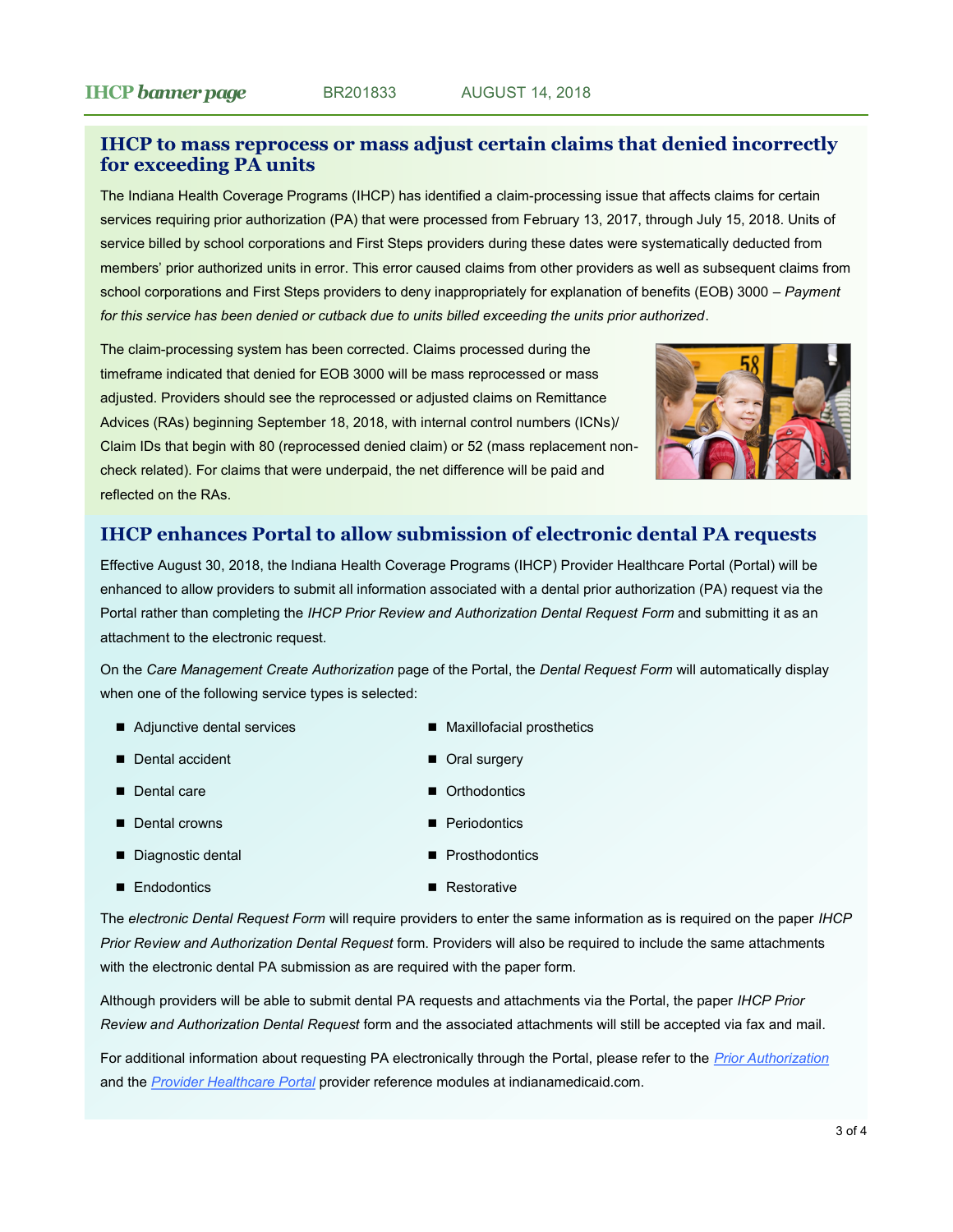## IHCP to mass reprocess or mass adjust certain claims that denied incorrectly for exceeding PA units

The Indiana Health Coverage Programs (IHCP) has identified a claim-processing issue that affects claims for certain services requiring prior authorization (PA) that were processed from February 13, 2017, through July 15, 2018. Units of service billed by school corporations and First Steps providers during these dates were systematically deducted from members' prior authorized units in error. This error caused claims from other providers as well as subsequent claims from school corporations and First Steps providers to deny inappropriately for explanation of benefits (EOB) 3000 – *Payment for this service has been denied or cutback due to units billed exceeding the units prior authorized*.

The claim-processing system has been corrected. Claims processed during the timeframe indicated that denied for EOB 3000 will be mass reprocessed or mass adjusted. Providers should see the reprocessed or adjusted claims on Remittance Advices (RAs) beginning September 18, 2018, with internal control numbers (ICNs)/Claim IDs that begin with 80 (reprocessed denied claim) or 52 (mass replacement non-check related). For claims that were underpaid, the net difference will be paid and reflected on the RAs.

## IHCP enhances Portal to allow submission of electronic dental PA requests

Effective August 30, 2018, the Indiana Health Coverage Programs (IHCP) Provider Healthcare Portal (Portal) will be enhanced to allow providers to submit all information associated with a dental prior authorization (PA) request via the Portal rather than completing the *IHCP Prior Review and Authorization Dental Request Form* and submitting it as an attachment to the electronic request.

On the *Care Management Create Authorization* page of the Portal, the *Dental Request Form* will automatically display when one of the following service types is selected:

- Adjunctive dental services
- Dental accident
- Dental care
- Dental crowns
- Diagnostic dental
- Endodontics
- Maxillofacial prosthetics
- Oral surgery
- Orthodontics
- Periodontics
- Prosthodontics
- Restorative

The *electronic Dental Request Form* will require providers to enter the same information as is required on the paper *IHCP Prior Review and Authorization Dental Request* form. Providers will also be required to include the same attachments with the electronic dental PA submission as are required with the paper form.

Although providers will be able to submit dental PA requests and attachments via the Portal, the paper *IHCP Prior Review and Authorization Dental Request* form and the associated attachments will still be accepted via fax and mail.

For additional information about requesting PA electronically through the Portal, please refer to the *Prior Authorization* and the *Provider Healthcare Portal* provider reference modules at indianamedicaid.com.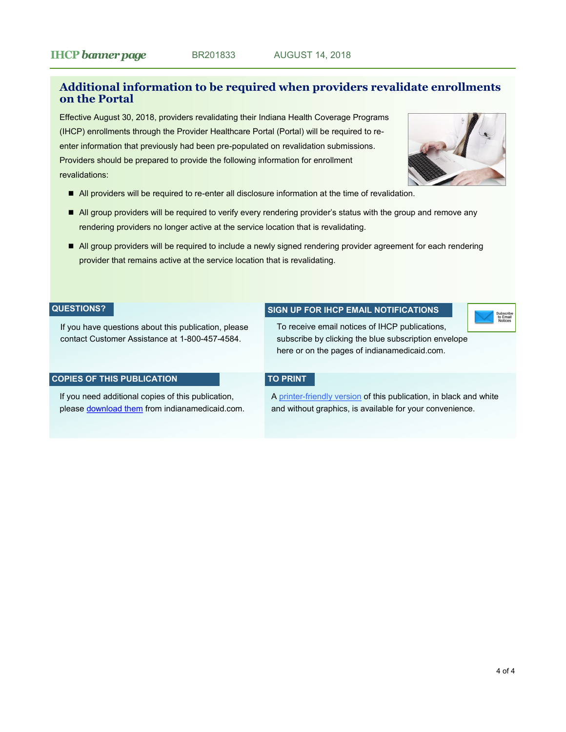## Additional information to be required when providers revalidate enrollments on the Portal

Effective August 30, 2018, providers revalidating their Indiana Health Coverage Programs (IHCP) enrollments through the Provider Healthcare Portal (Portal) will be required to re-enter information that previously had been pre-populated on revalidation submissions. Providers should be prepared to provide the following information for enrollment revalidations:

- All providers will be required to re-enter all disclosure information at the time of revalidation.
- All group providers will be required to verify every rendering provider's status with the group and remove any rendering providers no longer active at the service location that is revalidating.
- All group providers will be required to include a newly signed rendering provider agreement for each rendering provider that remains active at the service location that is revalidating.

### QUESTIONS?

If you have questions about this publication, please contact Customer Assistance at 1-800-457-4584.

### SIGN UP FOR IHCP EMAIL NOTIFICATIONS

To receive email notices of IHCP publications, subscribe by clicking the blue subscription envelope here or on the pages of indianamedicaid.com.

### COPIES OF THIS PUBLICATION

If you need additional copies of this publication, please download them from indianamedicaid.com.

### TO PRINT

A printer-friendly version of this publication, in black and white and without graphics, is available for your convenience.